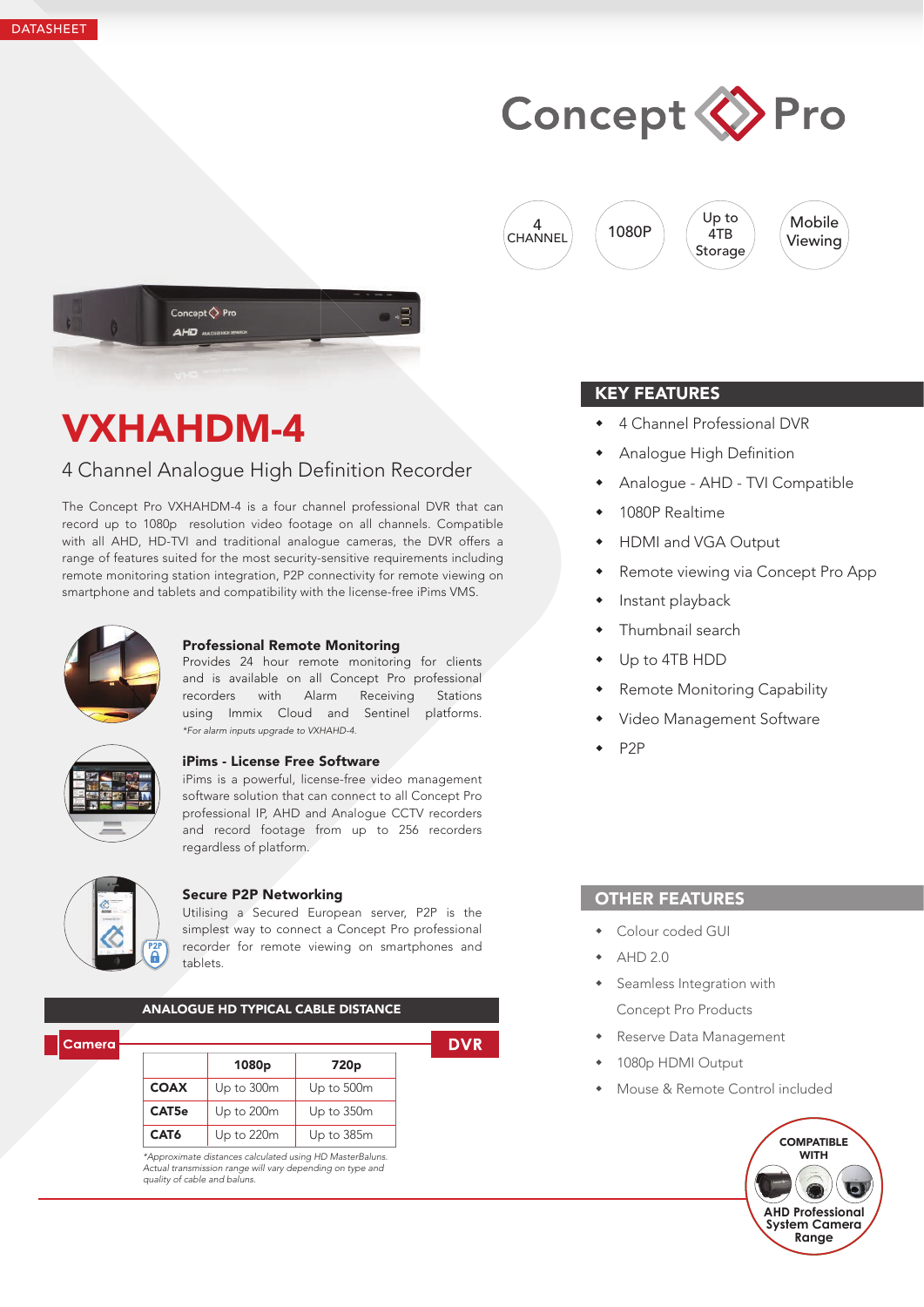DATASHEET

Concept Pro

4 CHANNEL | 1080P | Up to 4TB Storage | Mobile Viewing

# VXHAHDM-4

## 4 Channel Analogue High Definition Recorder

The Concept Pro VXHAHDM-4 is a four channel professional DVR that can record up to 1080p resolution video footage on all channels. Compatible with all AHD, HD-TVI and traditional analogue cameras, the DVR offers a range of features suited for the most security-sensitive requirements including remote monitoring station integration, P2P connectivity for remote viewing on smartphone and tablets and compatibility with the license-free iPims VMS.

### Professional Remote Monitoring

Provides 24 hour remote monitoring for clients and is available on all Concept Pro professional recorders with Alarm Receiving Stations using Immix Cloud and Sentinel platforms.

*\*For alarm inputs upgrade to VXHAHD-4.*

### iPims - License Free Software

iPims is a powerful, license-free video management software solution that can connect to all Concept Pro professional IP, AHD and Analogue CCTV recorders and record footage from up to 256 recorders regardless of platform.

### Secure P2P Networking

Utilising a Secured European server, P2P is the simplest way to connect a Concept Pro professional recorder for remote viewing on smartphones and tablets.

## KEY FEATURES

- 4 Channel Professional DVR
- Analogue High Definition
- Analogue - AHD - TVI Compatible
- 1080P Realtime
- HDMI and VGA Output
- Remote viewing via Concept Pro App
- Instant playback
- Thumbnail search
- Up to 4TB HDD
- Remote Monitoring Capability
- Video Management Software
- P2P

## OTHER FEATURES

- Colour coded GUI
- AHD 2.0
- Seamless Integration with Concept Pro Products
- Reserve Data Management
- 1080p HDMI Output
- Mouse & Remote Control included

## ANALOGUE HD TYPICAL CABLE DISTANCE

Camera → DVR

| | 1080p | 720p |
|---|---|---|
| COAX | Up to 300m | Up to 500m |
| CAT5e | Up to 200m | Up to 350m |
| CAT6 | Up to 220m | Up to 385m |

*\*Approximate distances calculated using HD MasterBaluns. Actual transmission range will vary depending on type and quality of cable and baluns.*

COMPATIBLE WITH AHD Professional System Camera Range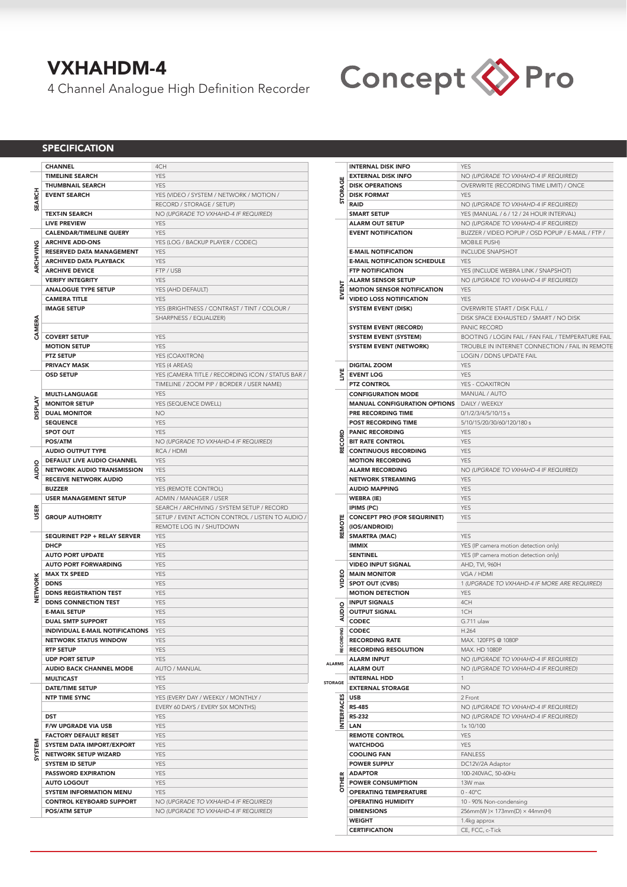# VXHAHDM-4

4 Channel Analogue High Definition Recorder

Concept Pro

## SPECIFICATION

| Category | Feature | Specification |
|---|---|---|
| | CHANNEL | 4CH |
| SEARCH | TIMELINE SEARCH | YES |
| | THUMBNAIL SEARCH | YES |
| | EVENT SEARCH | YES (VIDEO / SYSTEM / NETWORK / MOTION / RECORD / STORAGE / SETUP) |
| | TEXT-IN SEARCH | NO *(UPGRADE TO VXHADH-4 IF REQUIRED)* |
| | LIVE PREVIEW | YES |
| ARCHIVING | CALENDAR/TIMELINE QUERY | YES |
| | ARCHIVE ADD-ONS | YES (LOG / BACKUP PLAYER / CODEC) |
| | RESERVED DATA MANAGEMENT | YES |
| | ARCHIVED DATA PLAYBACK | YES |
| | ARCHIVE DEVICE | FTP / USB |
| | VERIFY INTEGRITY | YES |
| CAMERA | ANALOGUE TYPE SETUP | YES (AHD DEFAULT) |
| | CAMERA TITLE | YES |
| | IMAGE SETUP | YES (BRIGHTNESS / CONTRAST / TINT / COLOUR / SHARPNESS / EQUALIZER) |
| | COVERT SETUP | YES |
| | MOTION SETUP | YES |
| | PTZ SETUP | YES (COAXITRON) |
| | PRIVACY MASK | YES (4 AREAS) |
| DISPLAY | OSD SETUP | YES (CAMERA TITLE / RECORDING ICON / STATUS BAR / TIMELINE / ZOOM PIP / BORDER / USER NAME) |
| | MULTI-LANGUAGE | YES |
| | MONITOR SETUP | YES (SEQUENCE DWELL) |
| | DUAL MONITOR | NO |
| | SEQUENCE | YES |
| | SPOT OUT | YES |
| | POS/ATM | NO *(UPGRADE TO VXHADH-4 IF REQUIRED)* |
| AUDIO | AUDIO OUTPUT TYPE | RCA / HDMI |
| | DEFAULT LIVE AUDIO CHANNEL | YES |
| | NETWORK AUDIO TRANSMISSION | YES |
| | RECEIVE NETWORK AUDIO | YES |
| | BUZZER | YES (REMOTE CONTROL) |
| USER | USER MANAGEMENT SETUP | ADMIN / MANAGER / USER |
| | GROUP AUTHORITY | SEARCH / ARCHIVING / SYSTEM SETUP / RECORD SETUP / EVENT ACTION CONTROL / LISTEN TO AUDIO / REMOTE LOG IN / SHUTDOWN |
| NETWORK | SEQURINET P2P + RELAY SERVER | YES |
| | DHCP | YES |
| | AUTO PORT UPDATE | YES |
| | AUTO PORT FORWARDING | YES |
| | MAX TX SPEED | YES |
| | DDNS | YES |
| | DDNS REGISTRATION TEST | YES |
| | DDNS CONNECTION TEST | YES |
| | E-MAIL SETUP | YES |
| | DUAL SMTP SUPPORT | YES |
| | INDIVIDUAL E-MAIL NOTIFICATIONS | YES |
| | NETWORK STATUS WINDOW | YES |
| | RTP SETUP | YES |
| | UDP PORT SETUP | YES |
| | AUDIO BACK CHANNEL MODE | AUTO / MANUAL |
| | MULTICAST | YES |
| SYSTEM | DATE/TIME SETUP | YES |
| | NTP TIME SYNC | YES (EVERY DAY / WEEKLY / MONTHLY / EVERY 60 DAYS / EVERY SIX MONTHS) |
| | DST | YES |
| | F/W UPGRADE VIA USB | YES |
| | FACTORY DEFAULT RESET | YES |
| | SYSTEM DATA IMPORT/EXPORT | YES |
| | NETWORK SETUP WIZARD | YES |
| | SYSTEM ID SETUP | YES |
| | PASSWORD EXPIRATION | YES |
| | AUTO LOGOUT | YES |
| | SYSTEM INFORMATION MENU | YES |
| | CONTROL KEYBOARD SUPPORT | NO *(UPGRADE TO VXHADH-4 IF REQUIRED)* |
| | POS/ATM SETUP | NO *(UPGRADE TO VXHADH-4 IF REQUIRED)* |
| STORAGE | INTERNAL DISK INFO | YES |
| | EXTERNAL DISK INFO | NO *(UPGRADE TO VXHADH-4 IF REQUIRED)* |
| | DISK OPERATIONS | OVERWRITE (RECORDING TIME LIMIT) / ONCE |
| | DISK FORMAT | YES |
| | RAID | NO *(UPGRADE TO VXHADH-4 IF REQUIRED)* |
| | SMART SETUP | YES (MANUAL / 6 / 12 / 24 HOUR INTERVAL) |
| EVENT | ALARM OUT SETUP | NO *(UPGRADE TO VXHADH-4 IF REQUIRED)* |
| | EVENT NOTIFICATION | BUZZER / VIDEO POPUP / OSD POPUP / E-MAIL / FTP / MOBILE PUSH) |
| | E-MAIL NOTIFICATION | INCLUDE SNAPSHOT |
| | E-MAIL NOTIFICATION SCHEDULE | YES |
| | FTP NOTIFICATION | YES (INCLUDE WEBRA LINK / SNAPSHOT) |
| | ALARM SENSOR SETUP | NO *(UPGRADE TO VXHADH-4 IF REQUIRED)* |
| | MOTION SENSOR NOTIFICATION | YES |
| | VIDEO LOSS NOTIFICATION | YES |
| | SYSTEM EVENT (DISK) | OVERWRITE START / DISK FULL / DISK SPACE EXHAUSTED / SMART / NO DISK |
| | SYSTEM EVENT (RECORD) | PANIC RECORD |
| | SYSTEM EVENT (SYSTEM) | BOOTING / LOGIN FAIL / FAN FAIL / TEMPERATURE FAIL |
| | SYSTEM EVENT (NETWORK) | TROUBLE IN INTERNET CONNECTION / FAIL IN REMOTE LOGIN / DDNS UPDATE FAIL |
| LIVE | DIGITAL ZOOM | YES |
| | EVENT LOG | YES |
| | PTZ CONTROL | YES - COAXITRON |
| RECORD | CONFIGURATION MODE | MANUAL / AUTO |
| | MANUAL CONFIGURATION OPTIONS | DAILY / WEEKLY |
| | PRE RECORDING TIME | 0/1/2/3/4/5/10/15 s |
| | POST RECORDING TIME | 5/10/15/20/30/60/120/180 s |
| | PANIC RECORDING | YES |
| | BIT RATE CONTROL | YES |
| | CONTINUOUS RECORDING | YES |
| | MOTION RECORDING | YES |
| | ALARM RECORDING | NO *(UPGRADE TO VXHADH-4 IF REQUIRED)* |
| | NETWORK STREAMING | YES |
| | AUDIO MAPPING | YES |
| REMOTE | WEBRA (IE) | YES |
| | IPIMS (PC) | YES |
| | CONCEPT PRO (FOR SEQURINET) (IOS/ANDROID) | YES |
| | SMARTRA (MAC) | YES |
| | IMMIX | YES (IP camera motion detection only) |
| | SENTINEL | YES (IP camera motion detection only) |
| VIDEO | VIDEO INPUT SIGNAL | AHD, TVI, 960H |
| | MAIN MONITOR | VGA / HDMI |
| | SPOT OUT (CVBS) | 1 *(UPGRADE TO VXHADH-4 IF MORE ARE REQUIRED)* |
| | MOTION DETECTION | YES |
| AUDIO | INPUT SIGNALS | 4CH |
| | OUTPUT SIGNAL | 1CH |
| | CODEC | G.711 ulaw |
| RECORDING | CODEC | H.264 |
| | RECORDING RATE | MAX. 120FPS @ 1080P |
| | RECORDING RESOLUTION | MAX. HD 1080P |
| ALARMS | ALARM INPUT | NO *(UPGRADE TO VXHADH-4 IF REQUIRED)* |
| | ALARM OUT | NO *(UPGRADE TO VXHADH-4 IF REQUIRED)* |
| STORAGE | INTERNAL HDD | 1 |
| | EXTERNAL STORAGE | NO |
| INTERFACES | USB | 2 Front |
| | RS-485 | NO *(UPGRADE TO VXHADH-4 IF REQUIRED)* |
| | RS-232 | NO *(UPGRADE TO VXHADH-4 IF REQUIRED)* |
| | LAN | 1x 10/100 |
| OTHER | REMOTE CONTROL | YES |
| | WATCHDOG | YES |
| | COOLING FAN | FANLESS |
| | POWER SUPPLY | DC12V/2A Adaptor |
| | ADAPTOR | 100-240VAC, 50-60Hz |
| | POWER CONSUMPTION | 13W max |
| | OPERATING TEMPERATURE | 0 - 40°C |
| | OPERATING HUMIDITY | 10 - 90% Non-condensing |
| | DIMENSIONS | 256mm(W )× 173mm(D) × 44mm(H) |
| | WEIGHT | 1.4kg approx |
| | CERTIFICATION | CE, FCC, c-Tick |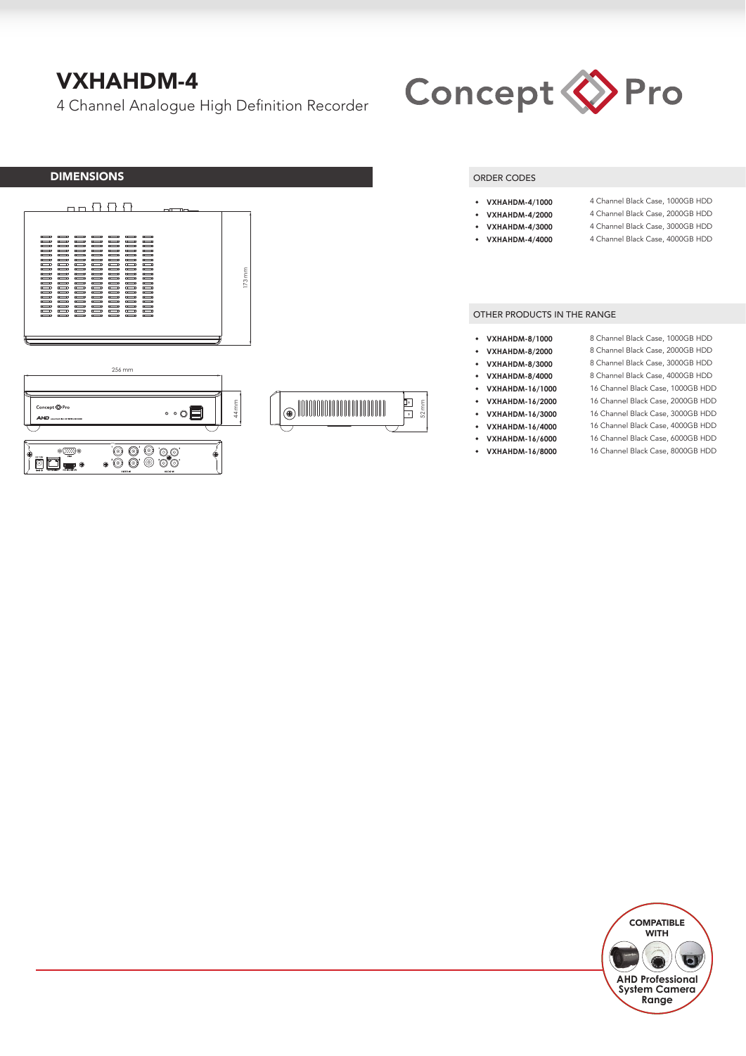# VXHAHDM-4

4 Channel Analogue High Definition Recorder

Concept Pro

## DIMENSIONS

173mm

256 mm

44mm

52mm

## ORDER CODES

- **VXHAHDM-4/1000** 4 Channel Black Case, 1000GB HDD
- **VXHAHDM-4/2000** 4 Channel Black Case, 2000GB HDD
- **VXHAHDM-4/3000** 4 Channel Black Case, 3000GB HDD
- **VXHAHDM-4/4000** 4 Channel Black Case, 4000GB HDD

## OTHER PRODUCTS IN THE RANGE

- **VXHAHDM-8/1000** 8 Channel Black Case, 1000GB HDD
- **VXHAHDM-8/2000** 8 Channel Black Case, 2000GB HDD
- **VXHAHDM-8/3000** 8 Channel Black Case, 3000GB HDD
- **VXHAHDM-8/4000** 8 Channel Black Case, 4000GB HDD
- **VXHAHDM-16/1000** 16 Channel Black Case, 1000GB HDD
- **VXHAHDM-16/2000** 16 Channel Black Case, 2000GB HDD
- **VXHAHDM-16/3000** 16 Channel Black Case, 3000GB HDD
- **VXHAHDM-16/4000** 16 Channel Black Case, 4000GB HDD
- **VXHAHDM-16/6000** 16 Channel Black Case, 6000GB HDD
- **VXHAHDM-16/8000** 16 Channel Black Case, 8000GB HDD

COMPATIBLE WITH

AHD Professional System Camera Range